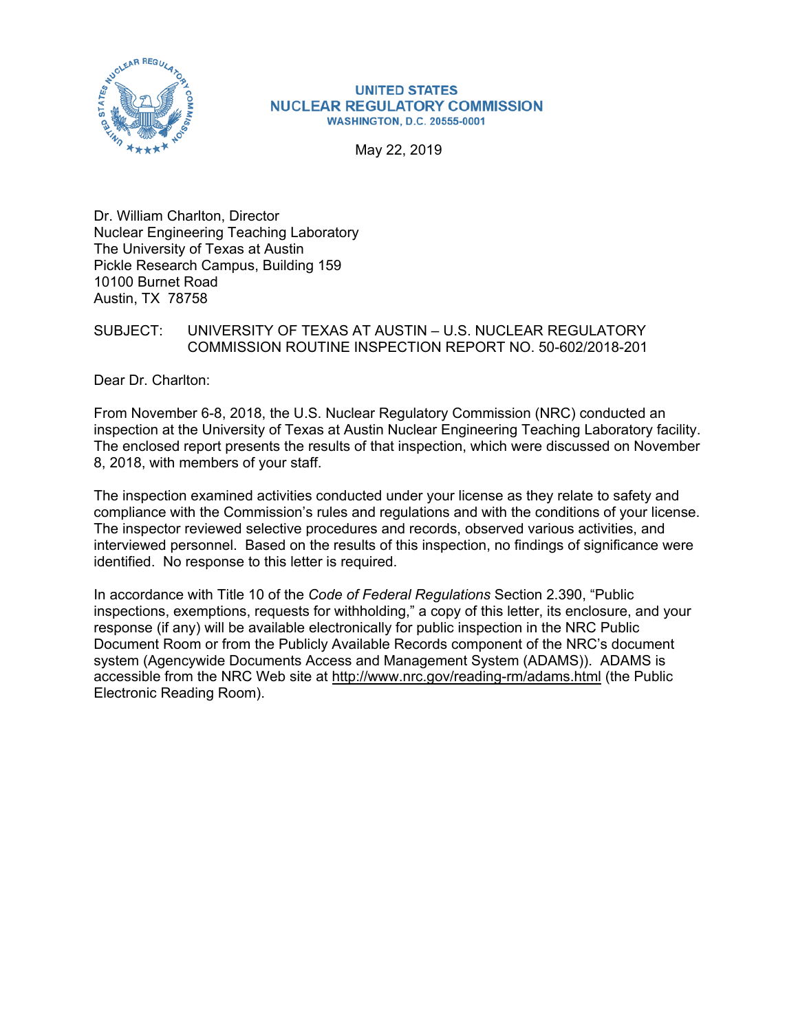**UNITED STATES**
**NUCLEAR REGULATORY COMMISSION**
**WASHINGTON, D.C. 20555-0001**

May 22, 2019

Dr. William Charlton, Director
Nuclear Engineering Teaching Laboratory
The University of Texas at Austin
Pickle Research Campus, Building 159
10100 Burnet Road
Austin, TX 78758

SUBJECT: UNIVERSITY OF TEXAS AT AUSTIN – U.S. NUCLEAR REGULATORY COMMISSION ROUTINE INSPECTION REPORT NO. 50-602/2018-201

Dear Dr. Charlton:

From November 6-8, 2018, the U.S. Nuclear Regulatory Commission (NRC) conducted an inspection at the University of Texas at Austin Nuclear Engineering Teaching Laboratory facility. The enclosed report presents the results of that inspection, which were discussed on November 8, 2018, with members of your staff.

The inspection examined activities conducted under your license as they relate to safety and compliance with the Commission's rules and regulations and with the conditions of your license. The inspector reviewed selective procedures and records, observed various activities, and interviewed personnel. Based on the results of this inspection, no findings of significance were identified. No response to this letter is required.

In accordance with Title 10 of the *Code of Federal Regulations* Section 2.390, "Public inspections, exemptions, requests for withholding," a copy of this letter, its enclosure, and your response (if any) will be available electronically for public inspection in the NRC Public Document Room or from the Publicly Available Records component of the NRC's document system (Agencywide Documents Access and Management System (ADAMS)). ADAMS is accessible from the NRC Web site at http://www.nrc.gov/reading-rm/adams.html (the Public Electronic Reading Room).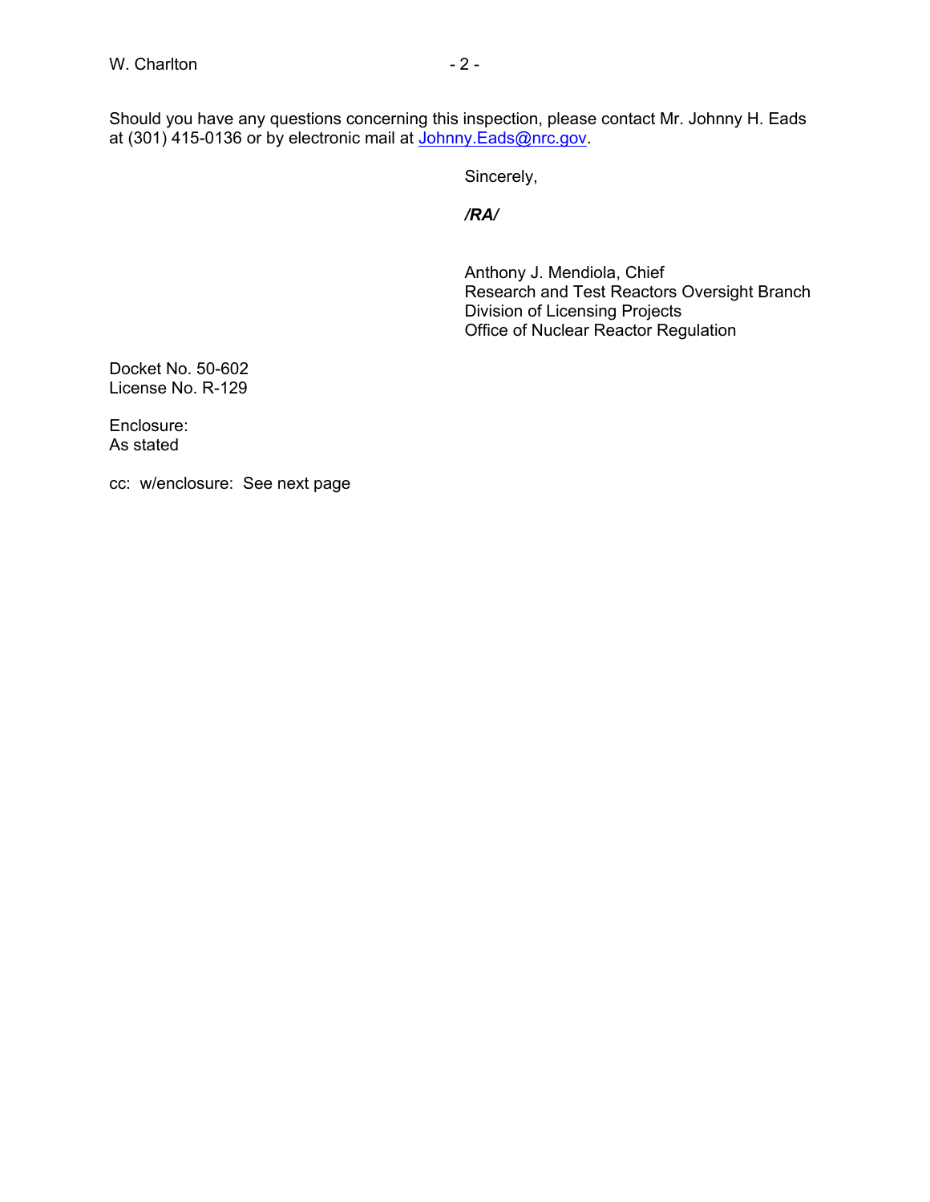Should you have any questions concerning this inspection, please contact Mr. Johnny H. Eads at (301) 415-0136 or by electronic mail at Johnny.Eads@nrc.gov.

Sincerely,

***/RA/***

Anthony J. Mendiola, Chief
Research and Test Reactors Oversight Branch
Division of Licensing Projects
Office of Nuclear Reactor Regulation

Docket No. 50-602
License No. R-129

Enclosure:
As stated

cc: w/enclosure: See next page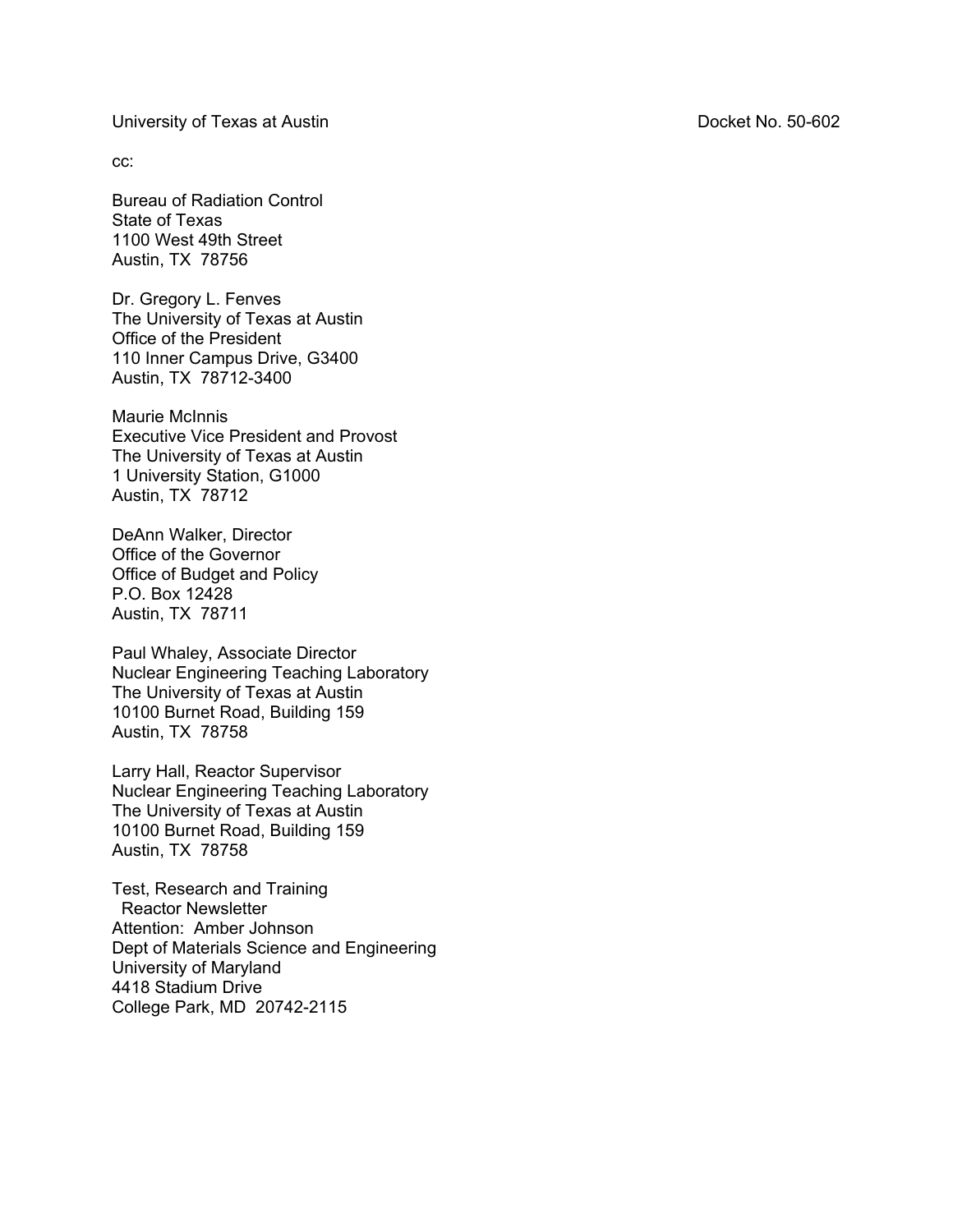University of Texas at Austin Docket No. 50-602

cc:

Bureau of Radiation Control
State of Texas
1100 West 49th Street
Austin, TX 78756

Dr. Gregory L. Fenves
The University of Texas at Austin
Office of the President
110 Inner Campus Drive, G3400
Austin, TX 78712-3400

Maurie McInnis
Executive Vice President and Provost
The University of Texas at Austin
1 University Station, G1000
Austin, TX 78712

DeAnn Walker, Director
Office of the Governor
Office of Budget and Policy
P.O. Box 12428
Austin, TX 78711

Paul Whaley, Associate Director
Nuclear Engineering Teaching Laboratory
The University of Texas at Austin
10100 Burnet Road, Building 159
Austin, TX 78758

Larry Hall, Reactor Supervisor
Nuclear Engineering Teaching Laboratory
The University of Texas at Austin
10100 Burnet Road, Building 159
Austin, TX 78758

Test, Research and Training
Reactor Newsletter
Attention: Amber Johnson
Dept of Materials Science and Engineering
University of Maryland
4418 Stadium Drive
College Park, MD 20742-2115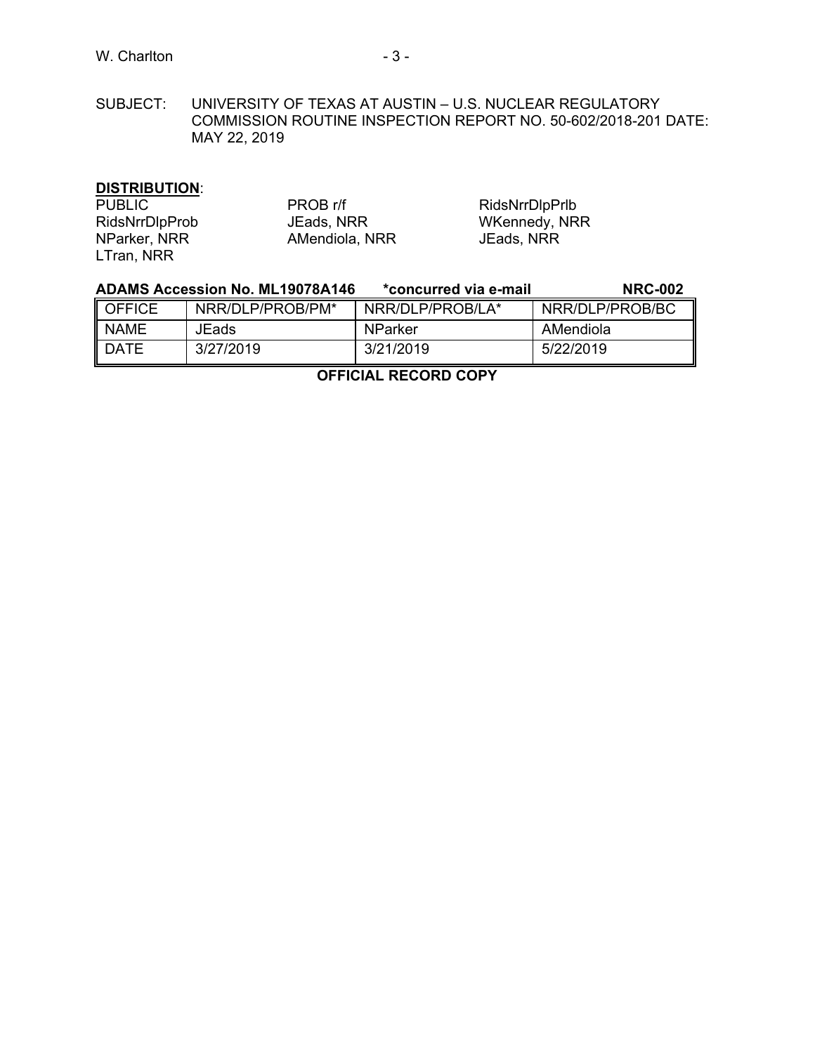SUBJECT: UNIVERSITY OF TEXAS AT AUSTIN – U.S. NUCLEAR REGULATORY COMMISSION ROUTINE INSPECTION REPORT NO. 50-602/2018-201 DATE: MAY 22, 2019

**DISTRIBUTION**:

PUBLIC
RidsNrrDlpProb
NParker, NRR
LTran, NRR
PROB r/f
JEads, NRR
AMendiola, NRR
RidsNrrDlpPrlb
WKennedy, NRR
JEads, NRR

**ADAMS Accession No. ML19078A146** **\*concurred via e-mail** **NRC-002**

| OFFICE | NRR/DLP/PROB/PM* | NRR/DLP/PROB/LA* | NRR/DLP/PROB/BC |
|---|---|---|---|
| NAME | JEads | NParker | AMendiola |
| DATE | 3/27/2019 | 3/21/2019 | 5/22/2019 |

**OFFICIAL RECORD COPY**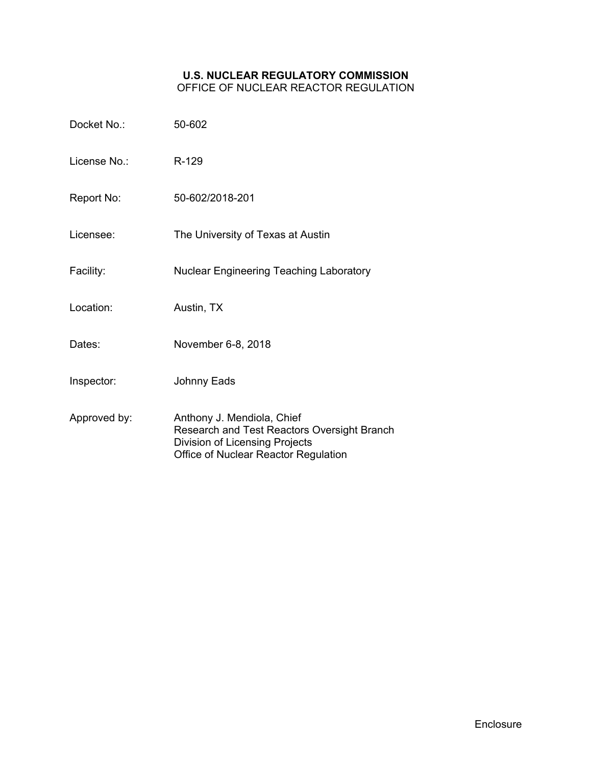**U.S. NUCLEAR REGULATORY COMMISSION**
OFFICE OF NUCLEAR REACTOR REGULATION

| | |
|---|---|
| Docket No.: | 50-602 |
| License No.: | R-129 |
| Report No: | 50-602/2018-201 |
| Licensee: | The University of Texas at Austin |
| Facility: | Nuclear Engineering Teaching Laboratory |
| Location: | Austin, TX |
| Dates: | November 6-8, 2018 |
| Inspector: | Johnny Eads |
| Approved by: | Anthony J. Mendiola, Chief<br>Research and Test Reactors Oversight Branch<br>Division of Licensing Projects<br>Office of Nuclear Reactor Regulation |

Enclosure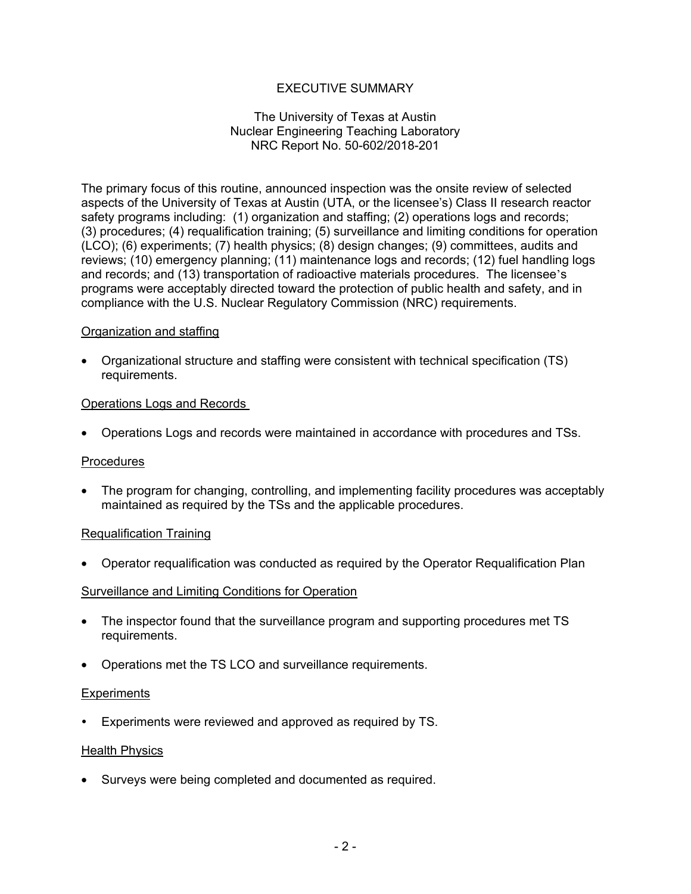# EXECUTIVE SUMMARY

The University of Texas at Austin
Nuclear Engineering Teaching Laboratory
NRC Report No. 50-602/2018-201

The primary focus of this routine, announced inspection was the onsite review of selected aspects of the University of Texas at Austin (UTA, or the licensee's) Class II research reactor safety programs including: (1) organization and staffing; (2) operations logs and records; (3) procedures; (4) requalification training; (5) surveillance and limiting conditions for operation (LCO); (6) experiments; (7) health physics; (8) design changes; (9) committees, audits and reviews; (10) emergency planning; (11) maintenance logs and records; (12) fuel handling logs and records; and (13) transportation of radioactive materials procedures. The licensee's programs were acceptably directed toward the protection of public health and safety, and in compliance with the U.S. Nuclear Regulatory Commission (NRC) requirements.

## Organization and staffing

- Organizational structure and staffing were consistent with technical specification (TS) requirements.

## Operations Logs and Records

- Operations Logs and records were maintained in accordance with procedures and TSs.

## Procedures

- The program for changing, controlling, and implementing facility procedures was acceptably maintained as required by the TSs and the applicable procedures.

## Requalification Training

- Operator requalification was conducted as required by the Operator Requalification Plan

## Surveillance and Limiting Conditions for Operation

- The inspector found that the surveillance program and supporting procedures met TS requirements.
- Operations met the TS LCO and surveillance requirements.

## Experiments

- Experiments were reviewed and approved as required by TS.

## Health Physics

- Surveys were being completed and documented as required.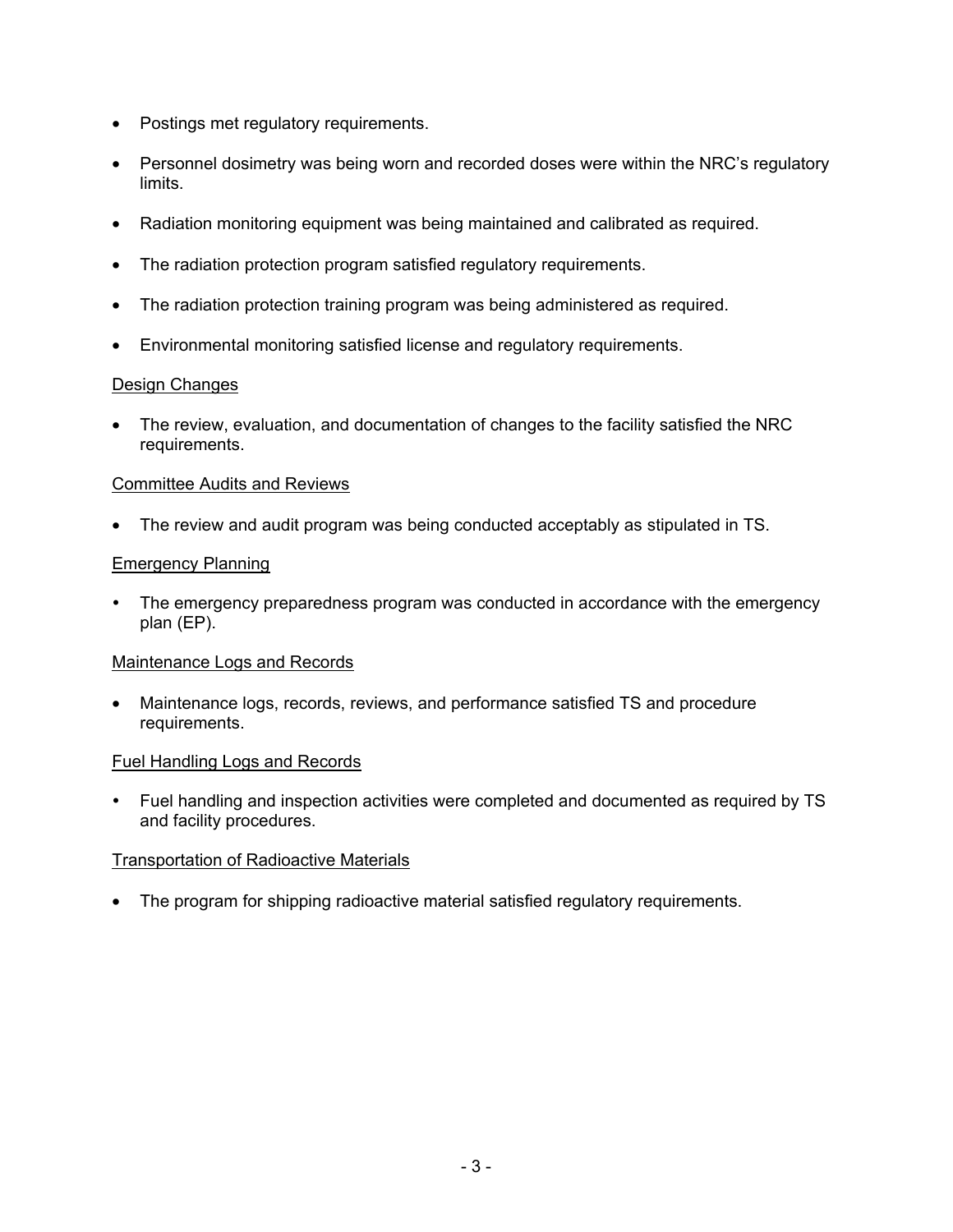- Postings met regulatory requirements.
- Personnel dosimetry was being worn and recorded doses were within the NRC's regulatory limits.
- Radiation monitoring equipment was being maintained and calibrated as required.
- The radiation protection program satisfied regulatory requirements.
- The radiation protection training program was being administered as required.
- Environmental monitoring satisfied license and regulatory requirements.

Design Changes

- The review, evaluation, and documentation of changes to the facility satisfied the NRC requirements.

Committee Audits and Reviews

- The review and audit program was being conducted acceptably as stipulated in TS.

Emergency Planning

- The emergency preparedness program was conducted in accordance with the emergency plan (EP).

Maintenance Logs and Records

- Maintenance logs, records, reviews, and performance satisfied TS and procedure requirements.

Fuel Handling Logs and Records

- Fuel handling and inspection activities were completed and documented as required by TS and facility procedures.

Transportation of Radioactive Materials

- The program for shipping radioactive material satisfied regulatory requirements.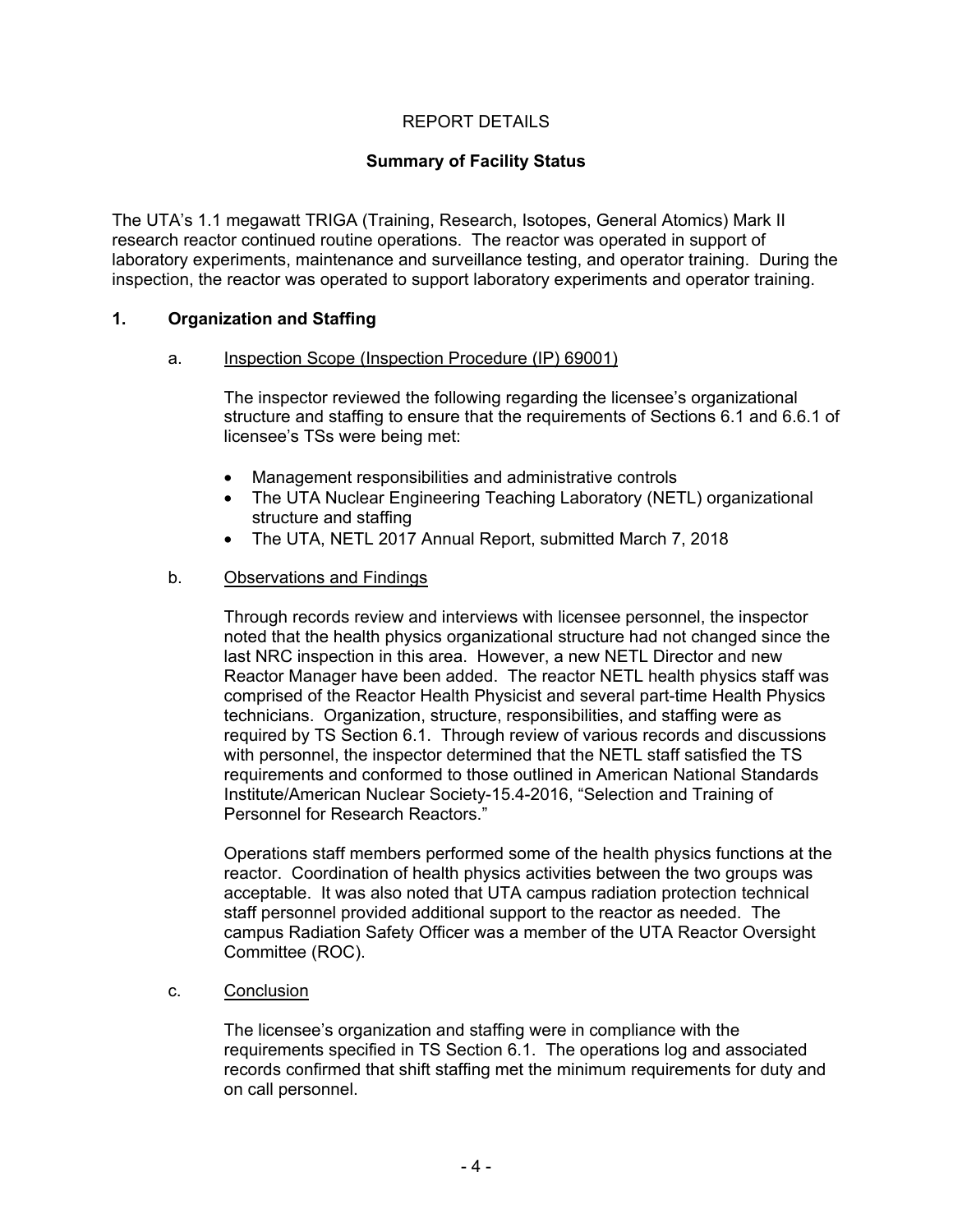# REPORT DETAILS

## Summary of Facility Status

The UTA's 1.1 megawatt TRIGA (Training, Research, Isotopes, General Atomics) Mark II research reactor continued routine operations. The reactor was operated in support of laboratory experiments, maintenance and surveillance testing, and operator training. During the inspection, the reactor was operated to support laboratory experiments and operator training.

## 1. Organization and Staffing

a. Inspection Scope (Inspection Procedure (IP) 69001)

The inspector reviewed the following regarding the licensee's organizational structure and staffing to ensure that the requirements of Sections 6.1 and 6.6.1 of licensee's TSs were being met:

- Management responsibilities and administrative controls
- The UTA Nuclear Engineering Teaching Laboratory (NETL) organizational structure and staffing
- The UTA, NETL 2017 Annual Report, submitted March 7, 2018

b. Observations and Findings

Through records review and interviews with licensee personnel, the inspector noted that the health physics organizational structure had not changed since the last NRC inspection in this area. However, a new NETL Director and new Reactor Manager have been added. The reactor NETL health physics staff was comprised of the Reactor Health Physicist and several part-time Health Physics technicians. Organization, structure, responsibilities, and staffing were as required by TS Section 6.1. Through review of various records and discussions with personnel, the inspector determined that the NETL staff satisfied the TS requirements and conformed to those outlined in American National Standards Institute/American Nuclear Society-15.4-2016, "Selection and Training of Personnel for Research Reactors."

Operations staff members performed some of the health physics functions at the reactor. Coordination of health physics activities between the two groups was acceptable. It was also noted that UTA campus radiation protection technical staff personnel provided additional support to the reactor as needed. The campus Radiation Safety Officer was a member of the UTA Reactor Oversight Committee (ROC).

c. Conclusion

The licensee's organization and staffing were in compliance with the requirements specified in TS Section 6.1. The operations log and associated records confirmed that shift staffing met the minimum requirements for duty and on call personnel.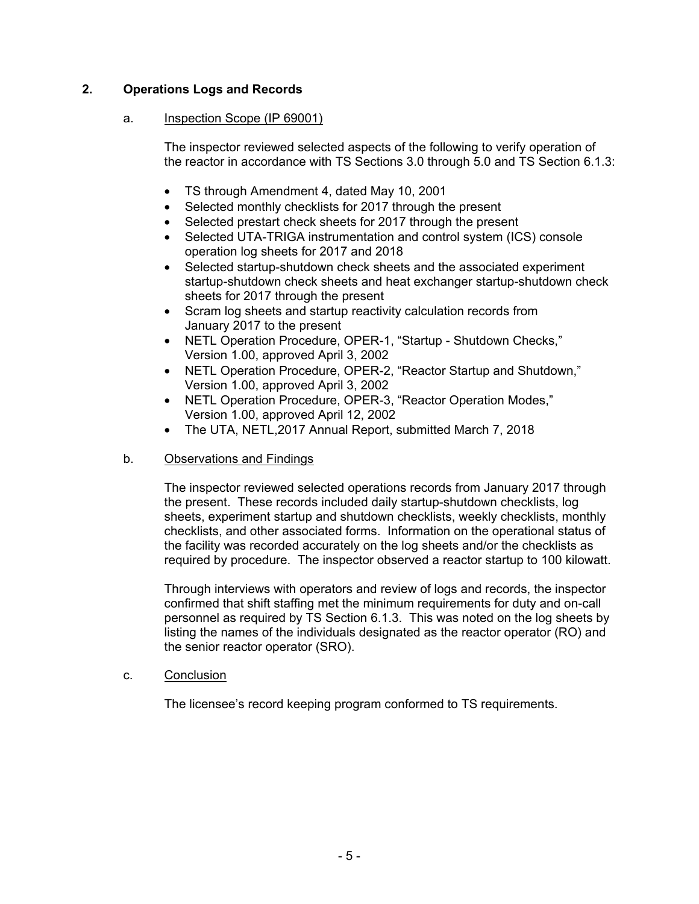## 2. Operations Logs and Records

### a. Inspection Scope (IP 69001)

The inspector reviewed selected aspects of the following to verify operation of the reactor in accordance with TS Sections 3.0 through 5.0 and TS Section 6.1.3:

- TS through Amendment 4, dated May 10, 2001
- Selected monthly checklists for 2017 through the present
- Selected prestart check sheets for 2017 through the present
- Selected UTA-TRIGA instrumentation and control system (ICS) console operation log sheets for 2017 and 2018
- Selected startup-shutdown check sheets and the associated experiment startup-shutdown check sheets and heat exchanger startup-shutdown check sheets for 2017 through the present
- Scram log sheets and startup reactivity calculation records from January 2017 to the present
- NETL Operation Procedure, OPER-1, "Startup - Shutdown Checks," Version 1.00, approved April 3, 2002
- NETL Operation Procedure, OPER-2, "Reactor Startup and Shutdown," Version 1.00, approved April 3, 2002
- NETL Operation Procedure, OPER-3, "Reactor Operation Modes," Version 1.00, approved April 12, 2002
- The UTA, NETL,2017 Annual Report, submitted March 7, 2018

### b. Observations and Findings

The inspector reviewed selected operations records from January 2017 through the present. These records included daily startup-shutdown checklists, log sheets, experiment startup and shutdown checklists, weekly checklists, monthly checklists, and other associated forms. Information on the operational status of the facility was recorded accurately on the log sheets and/or the checklists as required by procedure. The inspector observed a reactor startup to 100 kilowatt.

Through interviews with operators and review of logs and records, the inspector confirmed that shift staffing met the minimum requirements for duty and on-call personnel as required by TS Section 6.1.3. This was noted on the log sheets by listing the names of the individuals designated as the reactor operator (RO) and the senior reactor operator (SRO).

### c. Conclusion

The licensee's record keeping program conformed to TS requirements.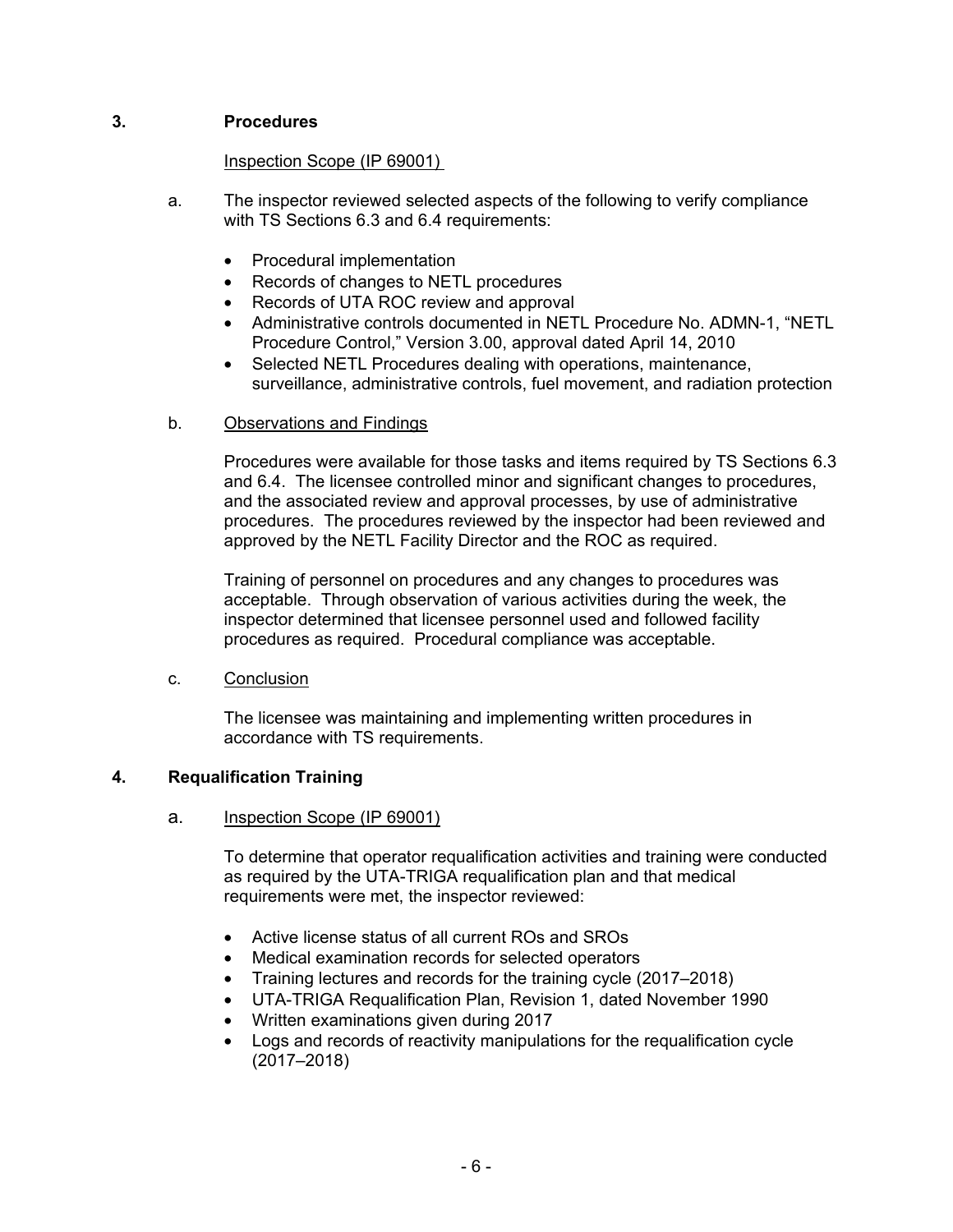## 3. Procedures

Inspection Scope (IP 69001)

a. The inspector reviewed selected aspects of the following to verify compliance with TS Sections 6.3 and 6.4 requirements:

- Procedural implementation
- Records of changes to NETL procedures
- Records of UTA ROC review and approval
- Administrative controls documented in NETL Procedure No. ADMN-1, "NETL Procedure Control," Version 3.00, approval dated April 14, 2010
- Selected NETL Procedures dealing with operations, maintenance, surveillance, administrative controls, fuel movement, and radiation protection

b. Observations and Findings

Procedures were available for those tasks and items required by TS Sections 6.3 and 6.4. The licensee controlled minor and significant changes to procedures, and the associated review and approval processes, by use of administrative procedures. The procedures reviewed by the inspector had been reviewed and approved by the NETL Facility Director and the ROC as required.

Training of personnel on procedures and any changes to procedures was acceptable. Through observation of various activities during the week, the inspector determined that licensee personnel used and followed facility procedures as required. Procedural compliance was acceptable.

c. Conclusion

The licensee was maintaining and implementing written procedures in accordance with TS requirements.

## 4. Requalification Training

a. Inspection Scope (IP 69001)

To determine that operator requalification activities and training were conducted as required by the UTA-TRIGA requalification plan and that medical requirements were met, the inspector reviewed:

- Active license status of all current ROs and SROs
- Medical examination records for selected operators
- Training lectures and records for the training cycle (2017–2018)
- UTA-TRIGA Requalification Plan, Revision 1, dated November 1990
- Written examinations given during 2017
- Logs and records of reactivity manipulations for the requalification cycle (2017–2018)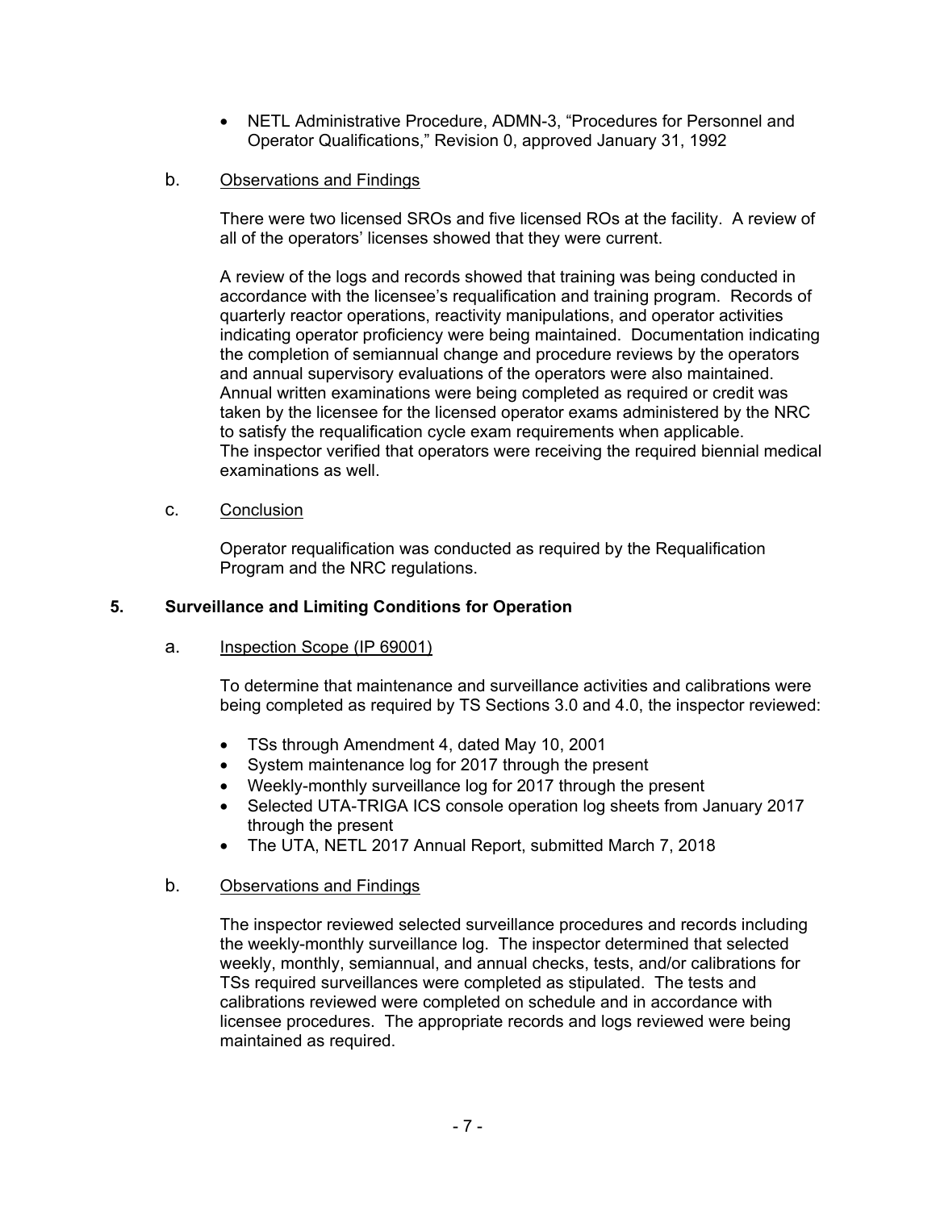- NETL Administrative Procedure, ADMN-3, "Procedures for Personnel and Operator Qualifications," Revision 0, approved January 31, 1992

b. Observations and Findings

There were two licensed SROs and five licensed ROs at the facility. A review of all of the operators' licenses showed that they were current.

A review of the logs and records showed that training was being conducted in accordance with the licensee's requalification and training program. Records of quarterly reactor operations, reactivity manipulations, and operator activities indicating operator proficiency were being maintained. Documentation indicating the completion of semiannual change and procedure reviews by the operators and annual supervisory evaluations of the operators were also maintained. Annual written examinations were being completed as required or credit was taken by the licensee for the licensed operator exams administered by the NRC to satisfy the requalification cycle exam requirements when applicable. The inspector verified that operators were receiving the required biennial medical examinations as well.

c. Conclusion

Operator requalification was conducted as required by the Requalification Program and the NRC regulations.

## 5. Surveillance and Limiting Conditions for Operation

a. Inspection Scope (IP 69001)

To determine that maintenance and surveillance activities and calibrations were being completed as required by TS Sections 3.0 and 4.0, the inspector reviewed:

- TSs through Amendment 4, dated May 10, 2001
- System maintenance log for 2017 through the present
- Weekly-monthly surveillance log for 2017 through the present
- Selected UTA-TRIGA ICS console operation log sheets from January 2017 through the present
- The UTA, NETL 2017 Annual Report, submitted March 7, 2018

b. Observations and Findings

The inspector reviewed selected surveillance procedures and records including the weekly-monthly surveillance log. The inspector determined that selected weekly, monthly, semiannual, and annual checks, tests, and/or calibrations for TSs required surveillances were completed as stipulated. The tests and calibrations reviewed were completed on schedule and in accordance with licensee procedures. The appropriate records and logs reviewed were being maintained as required.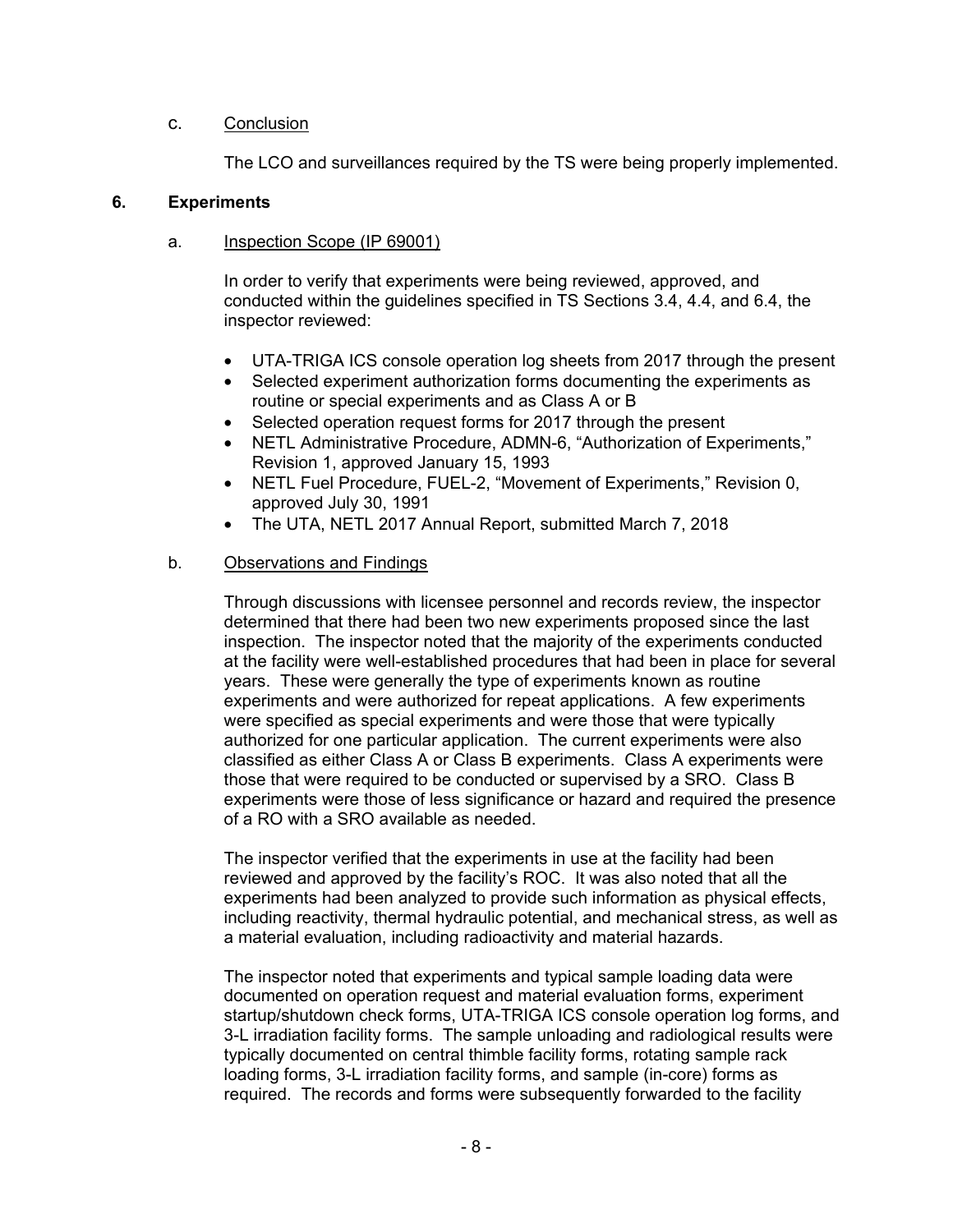c. Conclusion

The LCO and surveillances required by the TS were being properly implemented.

## 6. Experiments

a. Inspection Scope (IP 69001)

In order to verify that experiments were being reviewed, approved, and conducted within the guidelines specified in TS Sections 3.4, 4.4, and 6.4, the inspector reviewed:

- UTA-TRIGA ICS console operation log sheets from 2017 through the present
- Selected experiment authorization forms documenting the experiments as routine or special experiments and as Class A or B
- Selected operation request forms for 2017 through the present
- NETL Administrative Procedure, ADMN-6, "Authorization of Experiments," Revision 1, approved January 15, 1993
- NETL Fuel Procedure, FUEL-2, "Movement of Experiments," Revision 0, approved July 30, 1991
- The UTA, NETL 2017 Annual Report, submitted March 7, 2018

b. Observations and Findings

Through discussions with licensee personnel and records review, the inspector determined that there had been two new experiments proposed since the last inspection. The inspector noted that the majority of the experiments conducted at the facility were well-established procedures that had been in place for several years. These were generally the type of experiments known as routine experiments and were authorized for repeat applications. A few experiments were specified as special experiments and were those that were typically authorized for one particular application. The current experiments were also classified as either Class A or Class B experiments. Class A experiments were those that were required to be conducted or supervised by a SRO. Class B experiments were those of less significance or hazard and required the presence of a RO with a SRO available as needed.

The inspector verified that the experiments in use at the facility had been reviewed and approved by the facility's ROC. It was also noted that all the experiments had been analyzed to provide such information as physical effects, including reactivity, thermal hydraulic potential, and mechanical stress, as well as a material evaluation, including radioactivity and material hazards.

The inspector noted that experiments and typical sample loading data were documented on operation request and material evaluation forms, experiment startup/shutdown check forms, UTA-TRIGA ICS console operation log forms, and 3-L irradiation facility forms. The sample unloading and radiological results were typically documented on central thimble facility forms, rotating sample rack loading forms, 3-L irradiation facility forms, and sample (in-core) forms as required. The records and forms were subsequently forwarded to the facility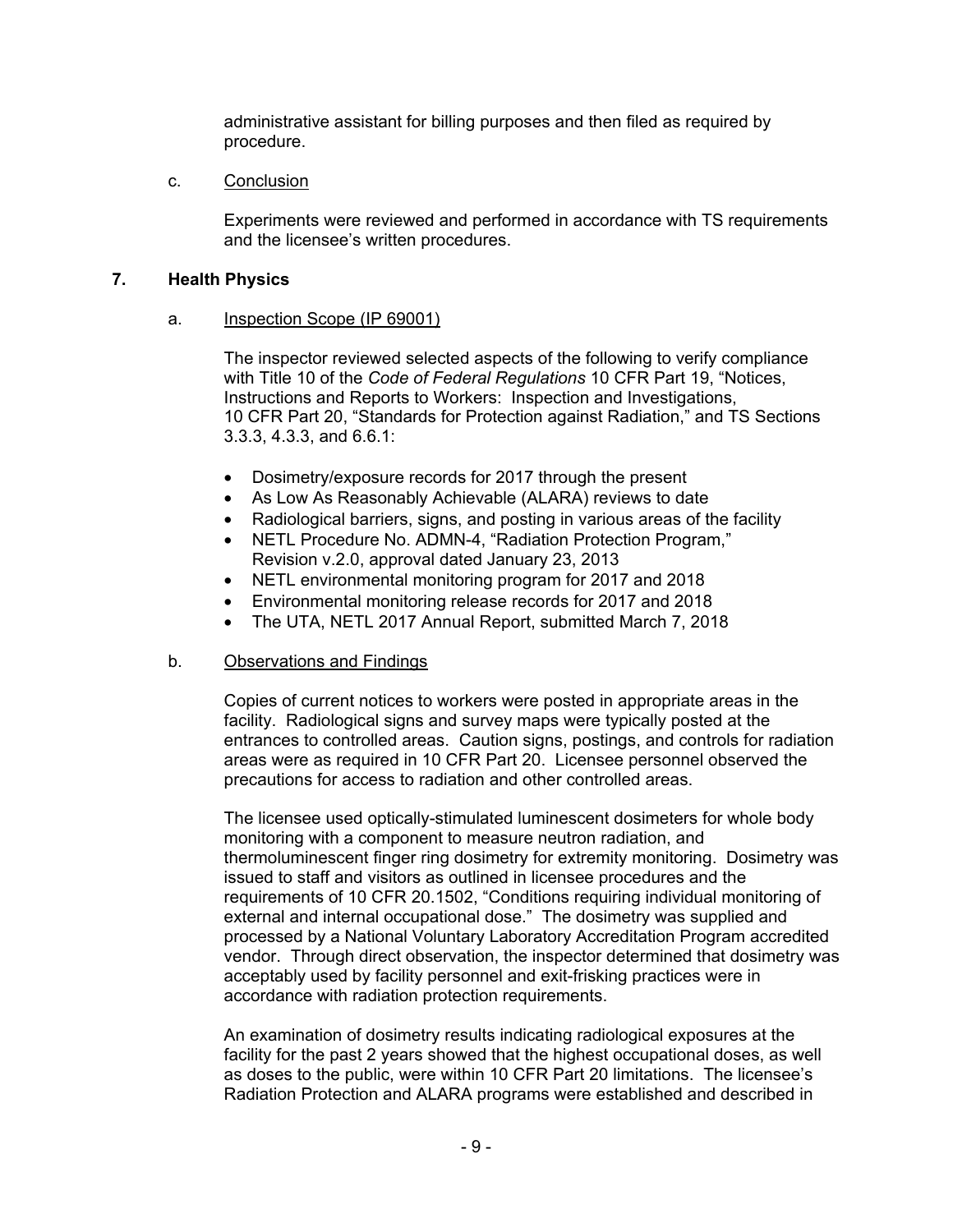administrative assistant for billing purposes and then filed as required by procedure.

c. Conclusion

Experiments were reviewed and performed in accordance with TS requirements and the licensee's written procedures.

## 7. Health Physics

a. Inspection Scope (IP 69001)

The inspector reviewed selected aspects of the following to verify compliance with Title 10 of the *Code of Federal Regulations* 10 CFR Part 19, "Notices, Instructions and Reports to Workers: Inspection and Investigations, 10 CFR Part 20, "Standards for Protection against Radiation," and TS Sections 3.3.3, 4.3.3, and 6.6.1:

- Dosimetry/exposure records for 2017 through the present
- As Low As Reasonably Achievable (ALARA) reviews to date
- Radiological barriers, signs, and posting in various areas of the facility
- NETL Procedure No. ADMN-4, "Radiation Protection Program," Revision v.2.0, approval dated January 23, 2013
- NETL environmental monitoring program for 2017 and 2018
- Environmental monitoring release records for 2017 and 2018
- The UTA, NETL 2017 Annual Report, submitted March 7, 2018

b. Observations and Findings

Copies of current notices to workers were posted in appropriate areas in the facility. Radiological signs and survey maps were typically posted at the entrances to controlled areas. Caution signs, postings, and controls for radiation areas were as required in 10 CFR Part 20. Licensee personnel observed the precautions for access to radiation and other controlled areas.

The licensee used optically-stimulated luminescent dosimeters for whole body monitoring with a component to measure neutron radiation, and thermoluminescent finger ring dosimetry for extremity monitoring. Dosimetry was issued to staff and visitors as outlined in licensee procedures and the requirements of 10 CFR 20.1502, "Conditions requiring individual monitoring of external and internal occupational dose." The dosimetry was supplied and processed by a National Voluntary Laboratory Accreditation Program accredited vendor. Through direct observation, the inspector determined that dosimetry was acceptably used by facility personnel and exit-frisking practices were in accordance with radiation protection requirements.

An examination of dosimetry results indicating radiological exposures at the facility for the past 2 years showed that the highest occupational doses, as well as doses to the public, were within 10 CFR Part 20 limitations. The licensee's Radiation Protection and ALARA programs were established and described in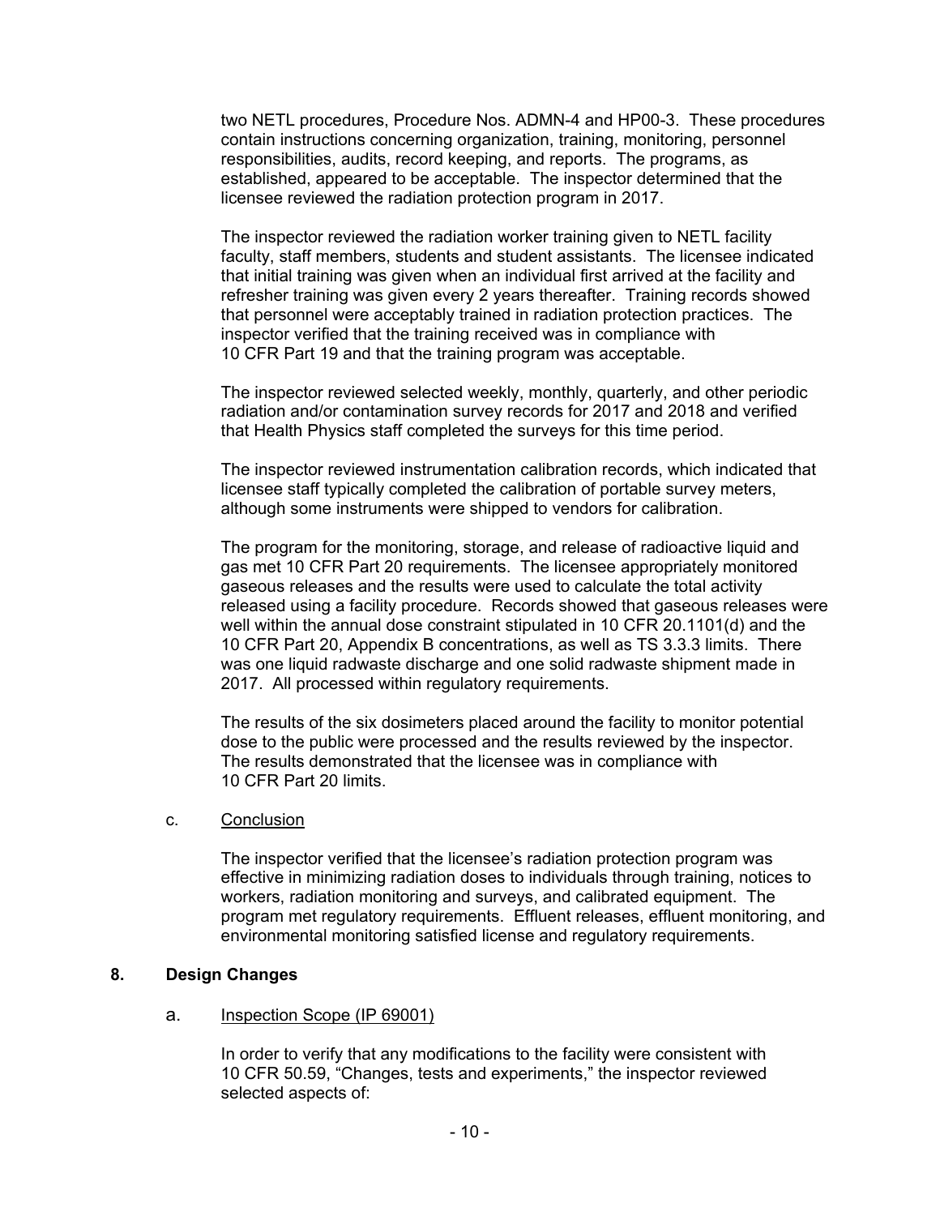two NETL procedures, Procedure Nos. ADMN-4 and HP00-3. These procedures contain instructions concerning organization, training, monitoring, personnel responsibilities, audits, record keeping, and reports. The programs, as established, appeared to be acceptable. The inspector determined that the licensee reviewed the radiation protection program in 2017.

The inspector reviewed the radiation worker training given to NETL facility faculty, staff members, students and student assistants. The licensee indicated that initial training was given when an individual first arrived at the facility and refresher training was given every 2 years thereafter. Training records showed that personnel were acceptably trained in radiation protection practices. The inspector verified that the training received was in compliance with 10 CFR Part 19 and that the training program was acceptable.

The inspector reviewed selected weekly, monthly, quarterly, and other periodic radiation and/or contamination survey records for 2017 and 2018 and verified that Health Physics staff completed the surveys for this time period.

The inspector reviewed instrumentation calibration records, which indicated that licensee staff typically completed the calibration of portable survey meters, although some instruments were shipped to vendors for calibration.

The program for the monitoring, storage, and release of radioactive liquid and gas met 10 CFR Part 20 requirements. The licensee appropriately monitored gaseous releases and the results were used to calculate the total activity released using a facility procedure. Records showed that gaseous releases were well within the annual dose constraint stipulated in 10 CFR 20.1101(d) and the 10 CFR Part 20, Appendix B concentrations, as well as TS 3.3.3 limits. There was one liquid radwaste discharge and one solid radwaste shipment made in 2017. All processed within regulatory requirements.

The results of the six dosimeters placed around the facility to monitor potential dose to the public were processed and the results reviewed by the inspector. The results demonstrated that the licensee was in compliance with 10 CFR Part 20 limits.

c. Conclusion

The inspector verified that the licensee's radiation protection program was effective in minimizing radiation doses to individuals through training, notices to workers, radiation monitoring and surveys, and calibrated equipment. The program met regulatory requirements. Effluent releases, effluent monitoring, and environmental monitoring satisfied license and regulatory requirements.

## 8. Design Changes

a. Inspection Scope (IP 69001)

In order to verify that any modifications to the facility were consistent with 10 CFR 50.59, "Changes, tests and experiments," the inspector reviewed selected aspects of: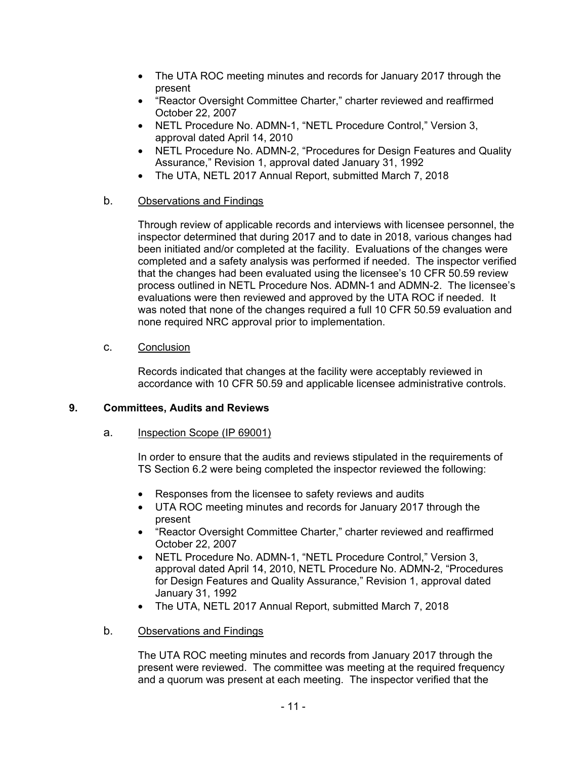- The UTA ROC meeting minutes and records for January 2017 through the present
- "Reactor Oversight Committee Charter," charter reviewed and reaffirmed October 22, 2007
- NETL Procedure No. ADMN-1, "NETL Procedure Control," Version 3, approval dated April 14, 2010
- NETL Procedure No. ADMN-2, "Procedures for Design Features and Quality Assurance," Revision 1, approval dated January 31, 1992
- The UTA, NETL 2017 Annual Report, submitted March 7, 2018

b. Observations and Findings

Through review of applicable records and interviews with licensee personnel, the inspector determined that during 2017 and to date in 2018, various changes had been initiated and/or completed at the facility. Evaluations of the changes were completed and a safety analysis was performed if needed. The inspector verified that the changes had been evaluated using the licensee's 10 CFR 50.59 review process outlined in NETL Procedure Nos. ADMN-1 and ADMN-2. The licensee's evaluations were then reviewed and approved by the UTA ROC if needed. It was noted that none of the changes required a full 10 CFR 50.59 evaluation and none required NRC approval prior to implementation.

c. Conclusion

Records indicated that changes at the facility were acceptably reviewed in accordance with 10 CFR 50.59 and applicable licensee administrative controls.

## 9. Committees, Audits and Reviews

a. Inspection Scope (IP 69001)

In order to ensure that the audits and reviews stipulated in the requirements of TS Section 6.2 were being completed the inspector reviewed the following:

- Responses from the licensee to safety reviews and audits
- UTA ROC meeting minutes and records for January 2017 through the present
- "Reactor Oversight Committee Charter," charter reviewed and reaffirmed October 22, 2007
- NETL Procedure No. ADMN-1, "NETL Procedure Control," Version 3, approval dated April 14, 2010, NETL Procedure No. ADMN-2, "Procedures for Design Features and Quality Assurance," Revision 1, approval dated January 31, 1992
- The UTA, NETL 2017 Annual Report, submitted March 7, 2018

b. Observations and Findings

The UTA ROC meeting minutes and records from January 2017 through the present were reviewed. The committee was meeting at the required frequency and a quorum was present at each meeting. The inspector verified that the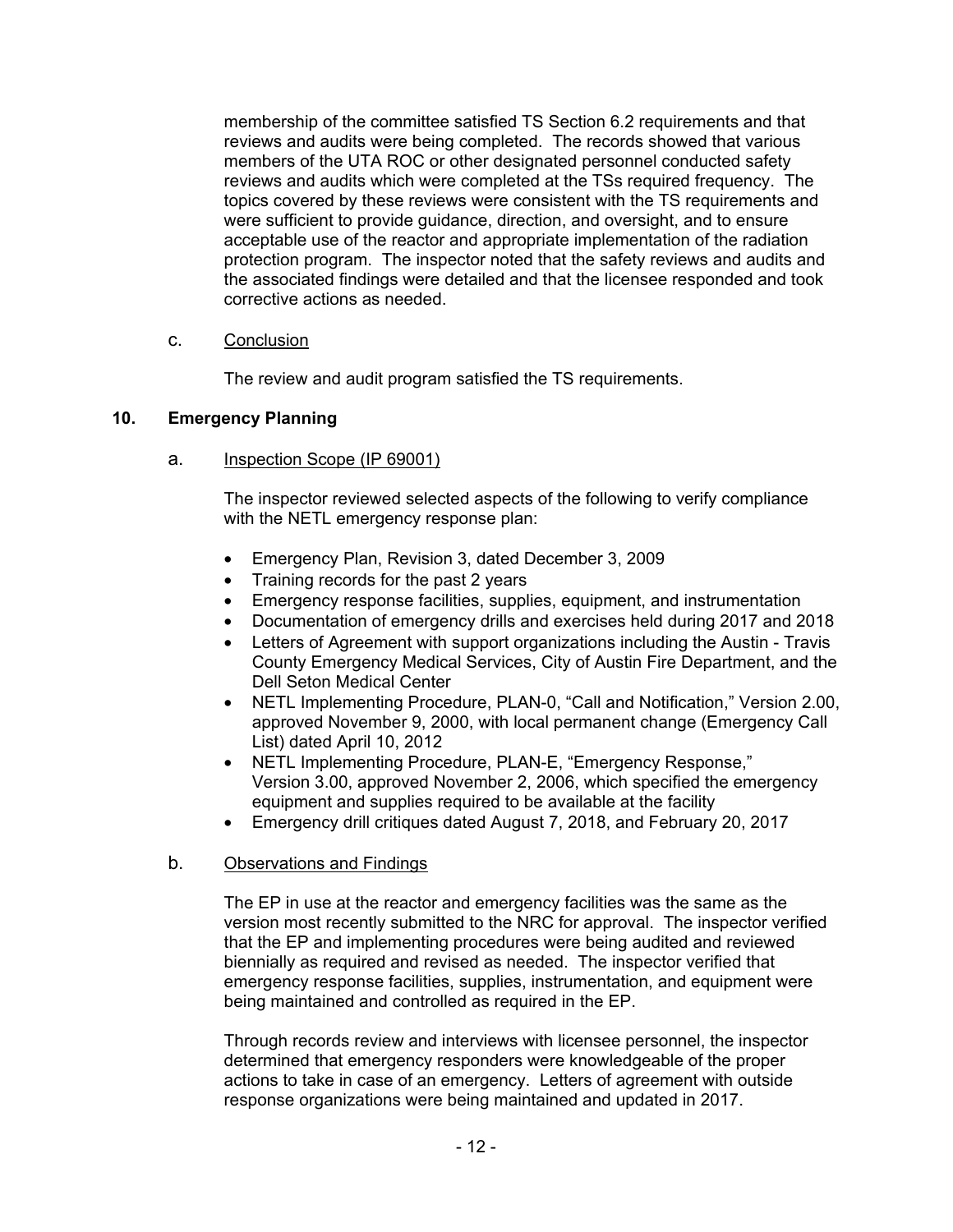membership of the committee satisfied TS Section 6.2 requirements and that reviews and audits were being completed. The records showed that various members of the UTA ROC or other designated personnel conducted safety reviews and audits which were completed at the TSs required frequency. The topics covered by these reviews were consistent with the TS requirements and were sufficient to provide guidance, direction, and oversight, and to ensure acceptable use of the reactor and appropriate implementation of the radiation protection program. The inspector noted that the safety reviews and audits and the associated findings were detailed and that the licensee responded and took corrective actions as needed.

c. Conclusion

The review and audit program satisfied the TS requirements.

## 10. Emergency Planning

a. Inspection Scope (IP 69001)

The inspector reviewed selected aspects of the following to verify compliance with the NETL emergency response plan:

- Emergency Plan, Revision 3, dated December 3, 2009
- Training records for the past 2 years
- Emergency response facilities, supplies, equipment, and instrumentation
- Documentation of emergency drills and exercises held during 2017 and 2018
- Letters of Agreement with support organizations including the Austin - Travis County Emergency Medical Services, City of Austin Fire Department, and the Dell Seton Medical Center
- NETL Implementing Procedure, PLAN-0, "Call and Notification," Version 2.00, approved November 9, 2000, with local permanent change (Emergency Call List) dated April 10, 2012
- NETL Implementing Procedure, PLAN-E, "Emergency Response," Version 3.00, approved November 2, 2006, which specified the emergency equipment and supplies required to be available at the facility
- Emergency drill critiques dated August 7, 2018, and February 20, 2017

b. Observations and Findings

The EP in use at the reactor and emergency facilities was the same as the version most recently submitted to the NRC for approval. The inspector verified that the EP and implementing procedures were being audited and reviewed biennially as required and revised as needed. The inspector verified that emergency response facilities, supplies, instrumentation, and equipment were being maintained and controlled as required in the EP.

Through records review and interviews with licensee personnel, the inspector determined that emergency responders were knowledgeable of the proper actions to take in case of an emergency. Letters of agreement with outside response organizations were being maintained and updated in 2017.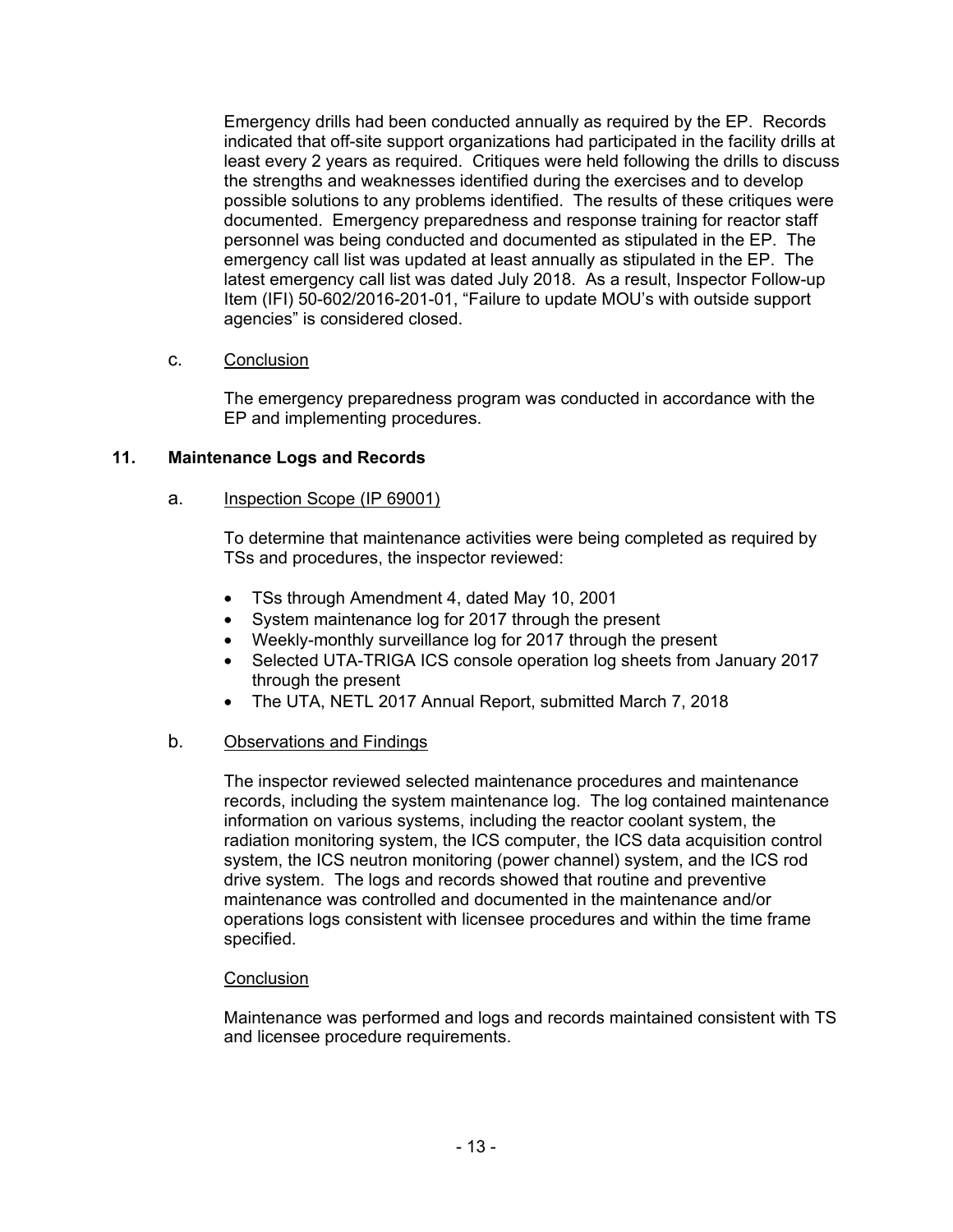Emergency drills had been conducted annually as required by the EP. Records indicated that off-site support organizations had participated in the facility drills at least every 2 years as required. Critiques were held following the drills to discuss the strengths and weaknesses identified during the exercises and to develop possible solutions to any problems identified. The results of these critiques were documented. Emergency preparedness and response training for reactor staff personnel was being conducted and documented as stipulated in the EP. The emergency call list was updated at least annually as stipulated in the EP. The latest emergency call list was dated July 2018. As a result, Inspector Follow-up Item (IFI) 50-602/2016-201-01, "Failure to update MOU's with outside support agencies" is considered closed.

c. Conclusion

The emergency preparedness program was conducted in accordance with the EP and implementing procedures.

## 11. Maintenance Logs and Records

a. Inspection Scope (IP 69001)

To determine that maintenance activities were being completed as required by TSs and procedures, the inspector reviewed:

- TSs through Amendment 4, dated May 10, 2001
- System maintenance log for 2017 through the present
- Weekly-monthly surveillance log for 2017 through the present
- Selected UTA-TRIGA ICS console operation log sheets from January 2017 through the present
- The UTA, NETL 2017 Annual Report, submitted March 7, 2018

b. Observations and Findings

The inspector reviewed selected maintenance procedures and maintenance records, including the system maintenance log. The log contained maintenance information on various systems, including the reactor coolant system, the radiation monitoring system, the ICS computer, the ICS data acquisition control system, the ICS neutron monitoring (power channel) system, and the ICS rod drive system. The logs and records showed that routine and preventive maintenance was controlled and documented in the maintenance and/or operations logs consistent with licensee procedures and within the time frame specified.

Conclusion

Maintenance was performed and logs and records maintained consistent with TS and licensee procedure requirements.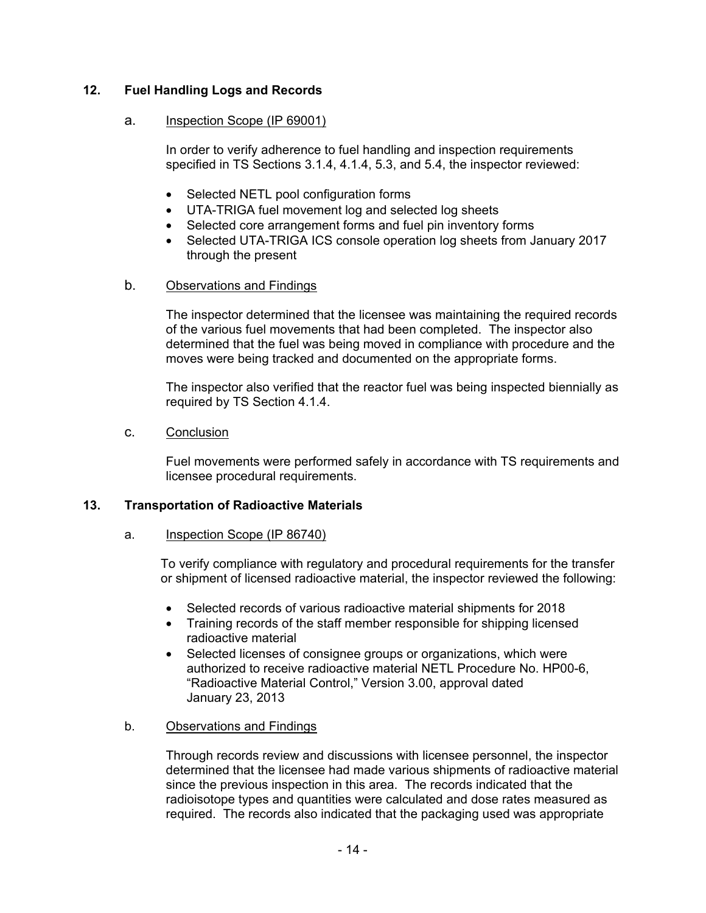## 12. Fuel Handling Logs and Records

a. Inspection Scope (IP 69001)

In order to verify adherence to fuel handling and inspection requirements specified in TS Sections 3.1.4, 4.1.4, 5.3, and 5.4, the inspector reviewed:

- Selected NETL pool configuration forms
- UTA-TRIGA fuel movement log and selected log sheets
- Selected core arrangement forms and fuel pin inventory forms
- Selected UTA-TRIGA ICS console operation log sheets from January 2017 through the present

b. Observations and Findings

The inspector determined that the licensee was maintaining the required records of the various fuel movements that had been completed. The inspector also determined that the fuel was being moved in compliance with procedure and the moves were being tracked and documented on the appropriate forms.

The inspector also verified that the reactor fuel was being inspected biennially as required by TS Section 4.1.4.

c. Conclusion

Fuel movements were performed safely in accordance with TS requirements and licensee procedural requirements.

## 13. Transportation of Radioactive Materials

a. Inspection Scope (IP 86740)

To verify compliance with regulatory and procedural requirements for the transfer or shipment of licensed radioactive material, the inspector reviewed the following:

- Selected records of various radioactive material shipments for 2018
- Training records of the staff member responsible for shipping licensed radioactive material
- Selected licenses of consignee groups or organizations, which were authorized to receive radioactive material NETL Procedure No. HP00-6, "Radioactive Material Control," Version 3.00, approval dated January 23, 2013

b. Observations and Findings

Through records review and discussions with licensee personnel, the inspector determined that the licensee had made various shipments of radioactive material since the previous inspection in this area. The records indicated that the radioisotope types and quantities were calculated and dose rates measured as required. The records also indicated that the packaging used was appropriate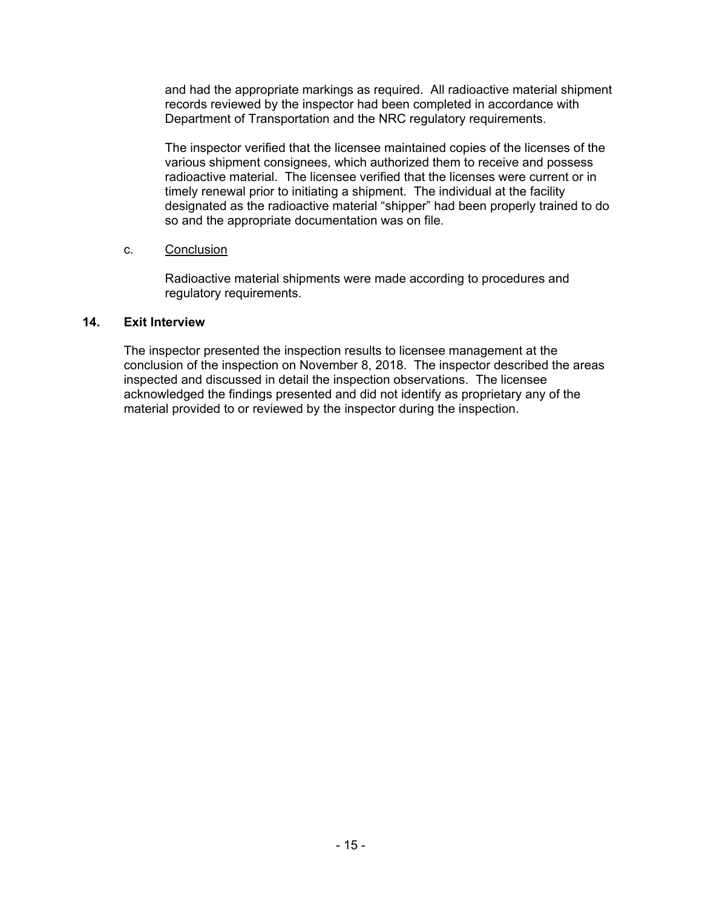and had the appropriate markings as required. All radioactive material shipment records reviewed by the inspector had been completed in accordance with Department of Transportation and the NRC regulatory requirements.

The inspector verified that the licensee maintained copies of the licenses of the various shipment consignees, which authorized them to receive and possess radioactive material. The licensee verified that the licenses were current or in timely renewal prior to initiating a shipment. The individual at the facility designated as the radioactive material "shipper" had been properly trained to do so and the appropriate documentation was on file.

c. Conclusion

Radioactive material shipments were made according to procedures and regulatory requirements.

### 14. Exit Interview

The inspector presented the inspection results to licensee management at the conclusion of the inspection on November 8, 2018. The inspector described the areas inspected and discussed in detail the inspection observations. The licensee acknowledged the findings presented and did not identify as proprietary any of the material provided to or reviewed by the inspector during the inspection.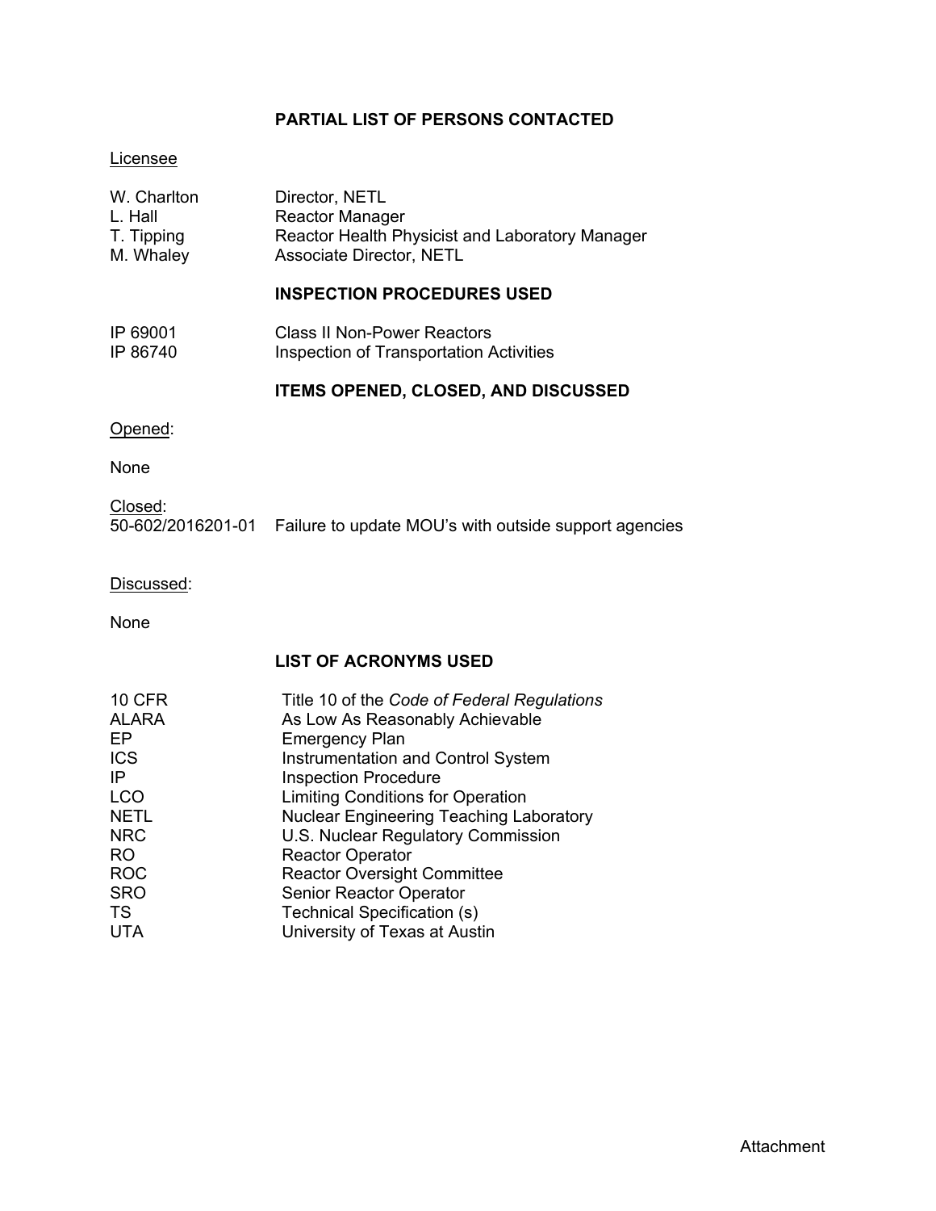## PARTIAL LIST OF PERSONS CONTACTED

Licensee

| | |
|---|---|
| W. Charlton | Director, NETL |
| L. Hall | Reactor Manager |
| T. Tipping | Reactor Health Physicist and Laboratory Manager |
| M. Whaley | Associate Director, NETL |

## INSPECTION PROCEDURES USED

| | |
|---|---|
| IP 69001 | Class II Non-Power Reactors |
| IP 86740 | Inspection of Transportation Activities |

## ITEMS OPENED, CLOSED, AND DISCUSSED

Opened:

None

Closed:

| | |
|---|---|
| 50-602/2016201-01 | Failure to update MOU's with outside support agencies |

Discussed:

None

## LIST OF ACRONYMS USED

| | |
|---|---|
| 10 CFR | Title 10 of the *Code of Federal Regulations* |
| ALARA | As Low As Reasonably Achievable |
| EP | Emergency Plan |
| ICS | Instrumentation and Control System |
| IP | Inspection Procedure |
| LCO | Limiting Conditions for Operation |
| NETL | Nuclear Engineering Teaching Laboratory |
| NRC | U.S. Nuclear Regulatory Commission |
| RO | Reactor Operator |
| ROC | Reactor Oversight Committee |
| SRO | Senior Reactor Operator |
| TS | Technical Specification (s) |
| UTA | University of Texas at Austin |

Attachment